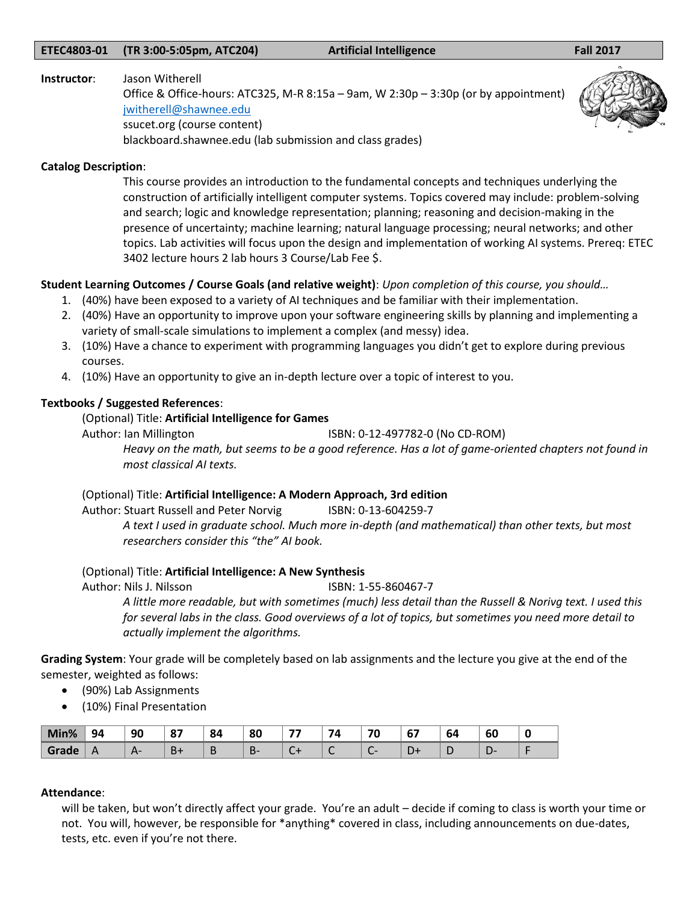**ETEC4803-01 (TR 3:00-5:05pm, ATC204) Artificial Intelligence Fall 2017**

**Instructor**: Jason Witherell
Office & Office-hours: ATC325, M-R 8:15a – 9am, W 2:30p – 3:30p (or by appointment)
jwitherell@shawnee.edu
ssucet.org (course content)
blackboard.shawnee.edu (lab submission and class grades)

**Catalog Description**:

This course provides an introduction to the fundamental concepts and techniques underlying the construction of artificially intelligent computer systems. Topics covered may include: problem-solving and search; logic and knowledge representation; planning; reasoning and decision-making in the presence of uncertainty; machine learning; natural language processing; neural networks; and other topics. Lab activities will focus upon the design and implementation of working AI systems. Prereq: ETEC 3402 lecture hours 2 lab hours 3 Course/Lab Fee $.

**Student Learning Outcomes / Course Goals (and relative weight)**: *Upon completion of this course, you should…*

1. (40%) have been exposed to a variety of AI techniques and be familiar with their implementation.
2. (40%) Have an opportunity to improve upon your software engineering skills by planning and implementing a variety of small-scale simulations to implement a complex (and messy) idea.
3. (10%) Have a chance to experiment with programming languages you didn't get to explore during previous courses.
4. (10%) Have an opportunity to give an in-depth lecture over a topic of interest to you.

**Textbooks / Suggested References**:

(Optional) Title: **Artificial Intelligence for Games**
Author: Ian Millington ISBN: 0-12-497782-0 (No CD-ROM)
*Heavy on the math, but seems to be a good reference. Has a lot of game-oriented chapters not found in most classical AI texts.*

(Optional) Title: **Artificial Intelligence: A Modern Approach, 3rd edition**
Author: Stuart Russell and Peter Norvig ISBN: 0-13-604259-7
*A text I used in graduate school. Much more in-depth (and mathematical) than other texts, but most researchers consider this "the" AI book.*

(Optional) Title: **Artificial Intelligence: A New Synthesis**
Author: Nils J. Nilsson ISBN: 1-55-860467-7
*A little more readable, but with sometimes (much) less detail than the Russell & Norivg text. I used this for several labs in the class. Good overviews of a lot of topics, but sometimes you need more detail to actually implement the algorithms.*

**Grading System**: Your grade will be completely based on lab assignments and the lecture you give at the end of the semester, weighted as follows:

- (90%) Lab Assignments
- (10%) Final Presentation

| Min% | 94 | 90 | 87 | 84 | 80 | 77 | 74 | 70 | 67 | 64 | 60 | 0 |
|---|---|---|---|---|---|---|---|---|---|---|---|---|
| Grade | A | A- | B+ | B | B- | C+ | C | C- | D+ | D | D- | F |

**Attendance**:

will be taken, but won't directly affect your grade. You're an adult – decide if coming to class is worth your time or not. You will, however, be responsible for *anything* covered in class, including announcements on due-dates, tests, etc. even if you're not there.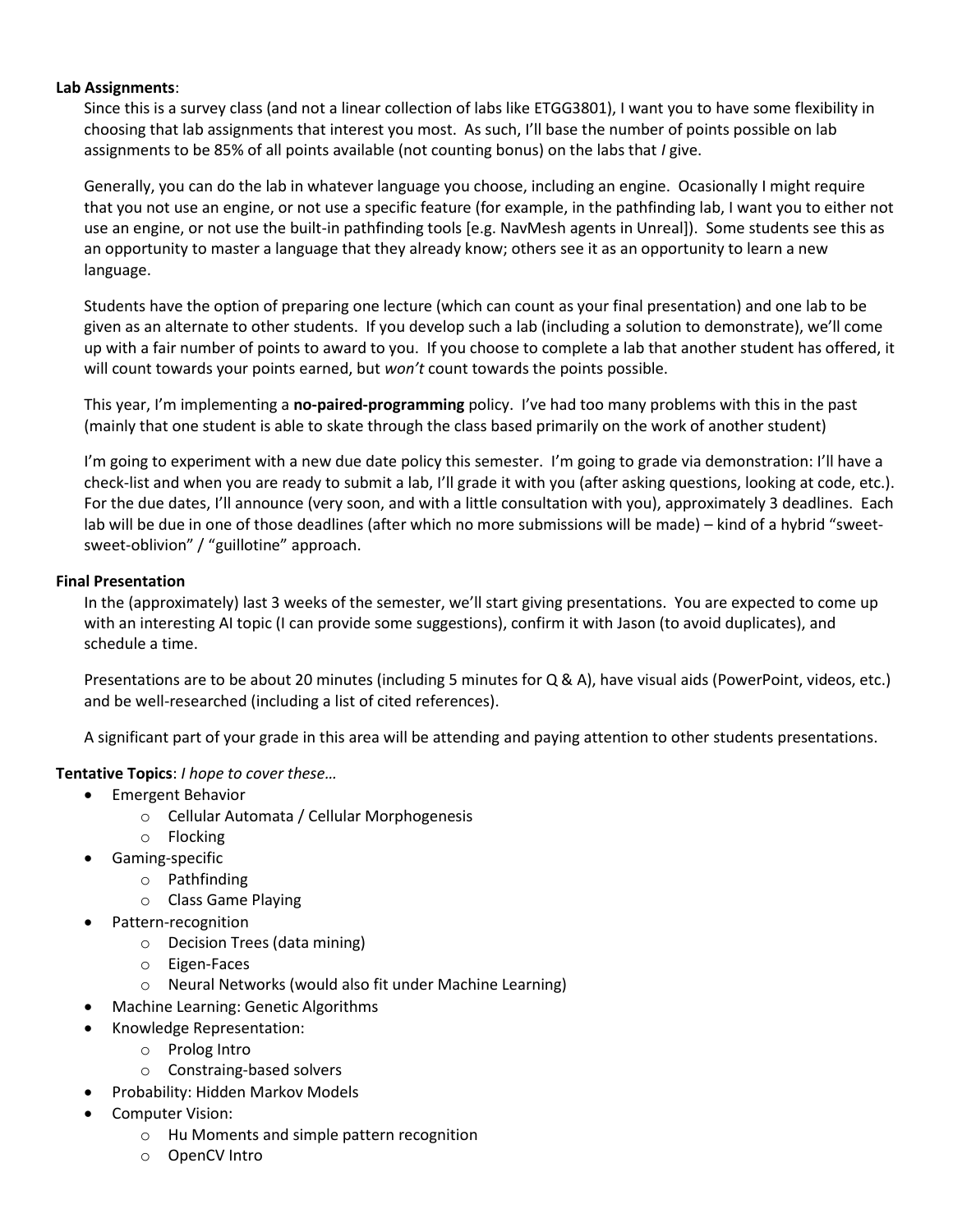**Lab Assignments**:

Since this is a survey class (and not a linear collection of labs like ETGG3801), I want you to have some flexibility in choosing that lab assignments that interest you most. As such, I'll base the number of points possible on lab assignments to be 85% of all points available (not counting bonus) on the labs that *I* give.

Generally, you can do the lab in whatever language you choose, including an engine. Ocasionally I might require that you not use an engine, or not use a specific feature (for example, in the pathfinding lab, I want you to either not use an engine, or not use the built-in pathfinding tools [e.g. NavMesh agents in Unreal]). Some students see this as an opportunity to master a language that they already know; others see it as an opportunity to learn a new language.

Students have the option of preparing one lecture (which can count as your final presentation) and one lab to be given as an alternate to other students. If you develop such a lab (including a solution to demonstrate), we'll come up with a fair number of points to award to you. If you choose to complete a lab that another student has offered, it will count towards your points earned, but *won't* count towards the points possible.

This year, I'm implementing a **no-paired-programming** policy. I've had too many problems with this in the past (mainly that one student is able to skate through the class based primarily on the work of another student)

I'm going to experiment with a new due date policy this semester. I'm going to grade via demonstration: I'll have a check-list and when you are ready to submit a lab, I'll grade it with you (after asking questions, looking at code, etc.). For the due dates, I'll announce (very soon, and with a little consultation with you), approximately 3 deadlines. Each lab will be due in one of those deadlines (after which no more submissions will be made) – kind of a hybrid "sweet-sweet-oblivion" / "guillotine" approach.

**Final Presentation**

In the (approximately) last 3 weeks of the semester, we'll start giving presentations. You are expected to come up with an interesting AI topic (I can provide some suggestions), confirm it with Jason (to avoid duplicates), and schedule a time.

Presentations are to be about 20 minutes (including 5 minutes for Q & A), have visual aids (PowerPoint, videos, etc.) and be well-researched (including a list of cited references).

A significant part of your grade in this area will be attending and paying attention to other students presentations.

**Tentative Topics**: *I hope to cover these…*

- Emergent Behavior
  - Cellular Automata / Cellular Morphogenesis
  - Flocking
- Gaming-specific
  - Pathfinding
  - Class Game Playing
- Pattern-recognition
  - Decision Trees (data mining)
  - Eigen-Faces
  - Neural Networks (would also fit under Machine Learning)
- Machine Learning: Genetic Algorithms
- Knowledge Representation:
  - Prolog Intro
  - Constraing-based solvers
- Probability: Hidden Markov Models
- Computer Vision:
  - Hu Moments and simple pattern recognition
  - OpenCV Intro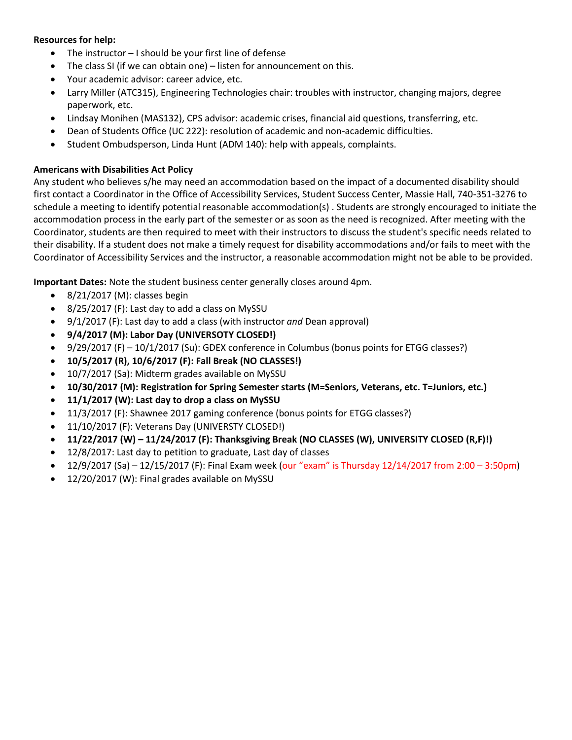**Resources for help:**

- The instructor – I should be your first line of defense
- The class SI (if we can obtain one) – listen for announcement on this.
- Your academic advisor: career advice, etc.
- Larry Miller (ATC315), Engineering Technologies chair: troubles with instructor, changing majors, degree paperwork, etc.
- Lindsay Monihen (MAS132), CPS advisor: academic crises, financial aid questions, transferring, etc.
- Dean of Students Office (UC 222): resolution of academic and non-academic difficulties.
- Student Ombudsperson, Linda Hunt (ADM 140): help with appeals, complaints.

**Americans with Disabilities Act Policy**

Any student who believes s/he may need an accommodation based on the impact of a documented disability should first contact a Coordinator in the Office of Accessibility Services, Student Success Center, Massie Hall, 740-351-3276 to schedule a meeting to identify potential reasonable accommodation(s) . Students are strongly encouraged to initiate the accommodation process in the early part of the semester or as soon as the need is recognized. After meeting with the Coordinator, students are then required to meet with their instructors to discuss the student's specific needs related to their disability. If a student does not make a timely request for disability accommodations and/or fails to meet with the Coordinator of Accessibility Services and the instructor, a reasonable accommodation might not be able to be provided.

**Important Dates:** Note the student business center generally closes around 4pm.

- 8/21/2017 (M): classes begin
- 8/25/2017 (F): Last day to add a class on MySSU
- 9/1/2017 (F): Last day to add a class (with instructor *and* Dean approval)
- **9/4/2017 (M): Labor Day (UNIVERSOTY CLOSED!)**
- 9/29/2017 (F) – 10/1/2017 (Su): GDEX conference in Columbus (bonus points for ETGG classes?)
- **10/5/2017 (R), 10/6/2017 (F): Fall Break (NO CLASSES!)**
- 10/7/2017 (Sa): Midterm grades available on MySSU
- **10/30/2017 (M): Registration for Spring Semester starts (M=Seniors, Veterans, etc. T=Juniors, etc.)**
- **11/1/2017 (W): Last day to drop a class on MySSU**
- 11/3/2017 (F): Shawnee 2017 gaming conference (bonus points for ETGG classes?)
- 11/10/2017 (F): Veterans Day (UNIVERSTY CLOSED!)
- **11/22/2017 (W) – 11/24/2017 (F): Thanksgiving Break (NO CLASSES (W), UNIVERSITY CLOSED (R,F)!)**
- 12/8/2017: Last day to petition to graduate, Last day of classes
- 12/9/2017 (Sa) – 12/15/2017 (F): Final Exam week (our "exam" is Thursday 12/14/2017 from 2:00 – 3:50pm)
- 12/20/2017 (W): Final grades available on MySSU